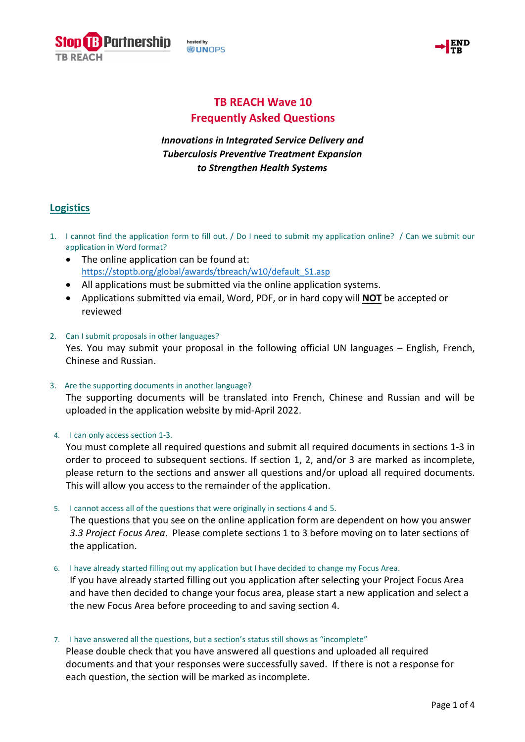# TB REACH Wave 10
# Frequently Asked Questions

***Innovations in Integrated Service Delivery and Tuberculosis Preventive Treatment Expansion to Strengthen Health Systems***

## Logistics

1. I cannot find the application form to fill out. / Do I need to submit my application online? / Can we submit our application in Word format?
   - The online application can be found at: https://stoptb.org/global/awards/tbreach/w10/default_S1.asp
   - All applications must be submitted via the online application systems.
   - Applications submitted via email, Word, PDF, or in hard copy will **NOT** be accepted or reviewed

2. Can I submit proposals in other languages?
   Yes. You may submit your proposal in the following official UN languages – English, French, Chinese and Russian.

3. Are the supporting documents in another language?
   The supporting documents will be translated into French, Chinese and Russian and will be uploaded in the application website by mid-April 2022.

4. I can only access section 1-3.
   You must complete all required questions and submit all required documents in sections 1-3 in order to proceed to subsequent sections. If section 1, 2, and/or 3 are marked as incomplete, please return to the sections and answer all questions and/or upload all required documents. This will allow you access to the remainder of the application.

5. I cannot access all of the questions that were originally in sections 4 and 5.
   The questions that you see on the online application form are dependent on how you answer *3.3 Project Focus Area*. Please complete sections 1 to 3 before moving on to later sections of the application.

6. I have already started filling out my application but I have decided to change my Focus Area.
   If you have already started filling out you application after selecting your Project Focus Area and have then decided to change your focus area, please start a new application and select a the new Focus Area before proceeding to and saving section 4.

7. I have answered all the questions, but a section's status still shows as "incomplete"
   Please double check that you have answered all questions and uploaded all required documents and that your responses were successfully saved. If there is not a response for each question, the section will be marked as incomplete.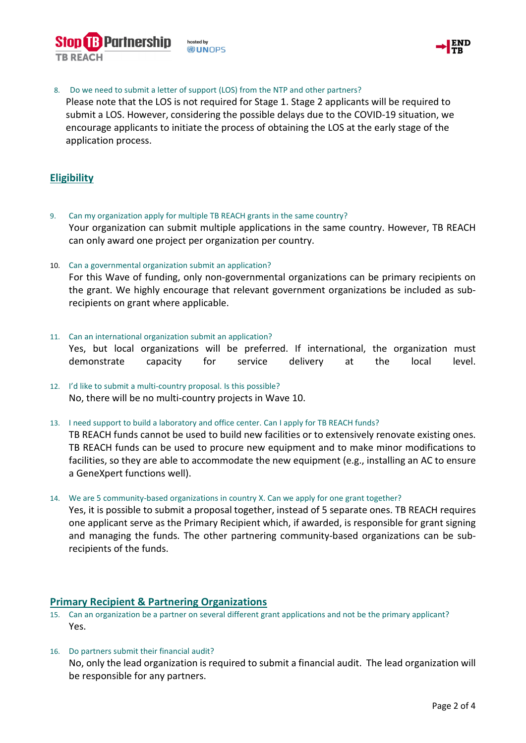8. Do we need to submit a letter of support (LOS) from the NTP and other partners?

   Please note that the LOS is not required for Stage 1. Stage 2 applicants will be required to submit a LOS. However, considering the possible delays due to the COVID-19 situation, we encourage applicants to initiate the process of obtaining the LOS at the early stage of the application process.

## Eligibility

9. Can my organization apply for multiple TB REACH grants in the same country?

   Your organization can submit multiple applications in the same country. However, TB REACH can only award one project per organization per country.

10. Can a governmental organization submit an application?

    For this Wave of funding, only non-governmental organizations can be primary recipients on the grant. We highly encourage that relevant government organizations be included as sub-recipients on grant where applicable.

11. Can an international organization submit an application?

    Yes, but local organizations will be preferred. If international, the organization must demonstrate capacity for service delivery at the local level.

12. I'd like to submit a multi-country proposal. Is this possible?

    No, there will be no multi-country projects in Wave 10.

13. I need support to build a laboratory and office center. Can I apply for TB REACH funds?

    TB REACH funds cannot be used to build new facilities or to extensively renovate existing ones. TB REACH funds can be used to procure new equipment and to make minor modifications to facilities, so they are able to accommodate the new equipment (e.g., installing an AC to ensure a GeneXpert functions well).

14. We are 5 community-based organizations in country X. Can we apply for one grant together?

    Yes, it is possible to submit a proposal together, instead of 5 separate ones. TB REACH requires one applicant serve as the Primary Recipient which, if awarded, is responsible for grant signing and managing the funds. The other partnering community-based organizations can be sub-recipients of the funds.

## Primary Recipient & Partnering Organizations

15. Can an organization be a partner on several different grant applications and not be the primary applicant?

    Yes.

16. Do partners submit their financial audit?

    No, only the lead organization is required to submit a financial audit. The lead organization will be responsible for any partners.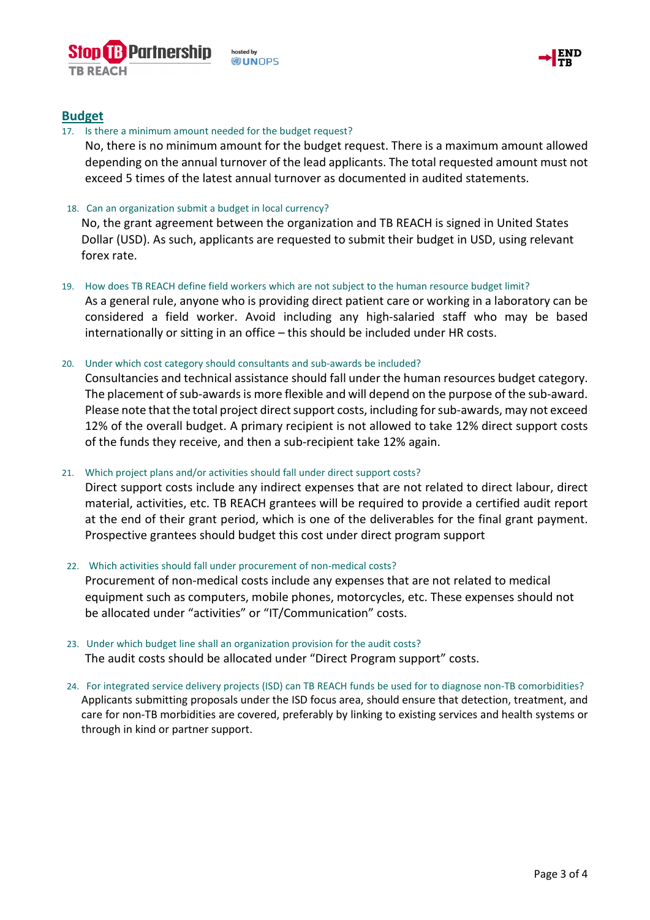## Budget

17. Is there a minimum amount needed for the budget request?

    No, there is no minimum amount for the budget request. There is a maximum amount allowed depending on the annual turnover of the lead applicants. The total requested amount must not exceed 5 times of the latest annual turnover as documented in audited statements.

18. Can an organization submit a budget in local currency?

    No, the grant agreement between the organization and TB REACH is signed in United States Dollar (USD). As such, applicants are requested to submit their budget in USD, using relevant forex rate.

19. How does TB REACH define field workers which are not subject to the human resource budget limit?

    As a general rule, anyone who is providing direct patient care or working in a laboratory can be considered a field worker. Avoid including any high-salaried staff who may be based internationally or sitting in an office – this should be included under HR costs.

20. Under which cost category should consultants and sub-awards be included?

    Consultancies and technical assistance should fall under the human resources budget category. The placement of sub-awards is more flexible and will depend on the purpose of the sub-award. Please note that the total project direct support costs, including for sub-awards, may not exceed 12% of the overall budget. A primary recipient is not allowed to take 12% direct support costs of the funds they receive, and then a sub-recipient take 12% again.

21. Which project plans and/or activities should fall under direct support costs?

    Direct support costs include any indirect expenses that are not related to direct labour, direct material, activities, etc. TB REACH grantees will be required to provide a certified audit report at the end of their grant period, which is one of the deliverables for the final grant payment. Prospective grantees should budget this cost under direct program support

22. Which activities should fall under procurement of non-medical costs?

    Procurement of non-medical costs include any expenses that are not related to medical equipment such as computers, mobile phones, motorcycles, etc. These expenses should not be allocated under "activities" or "IT/Communication" costs.

23. Under which budget line shall an organization provision for the audit costs?

    The audit costs should be allocated under "Direct Program support" costs.

24. For integrated service delivery projects (ISD) can TB REACH funds be used for to diagnose non-TB comorbidities?

    Applicants submitting proposals under the ISD focus area, should ensure that detection, treatment, and care for non-TB morbidities are covered, preferably by linking to existing services and health systems or through in kind or partner support.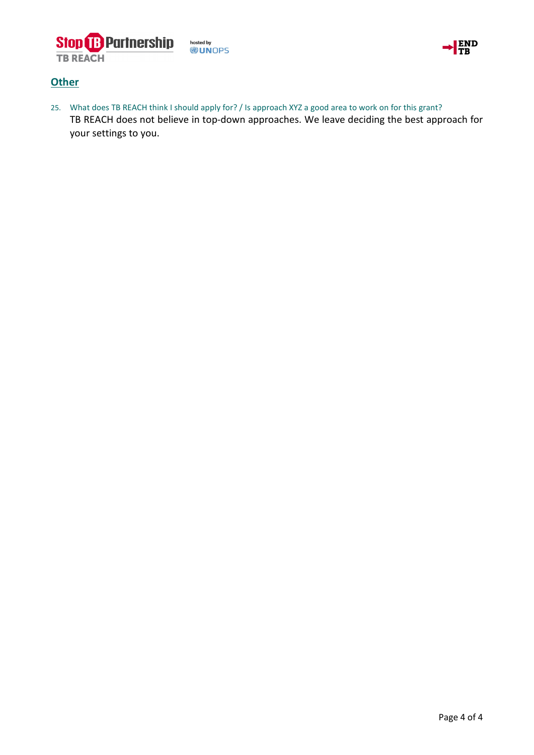## Other

25. What does TB REACH think I should apply for? / Is approach XYZ a good area to work on for this grant?

    TB REACH does not believe in top-down approaches. We leave deciding the best approach for your settings to you.